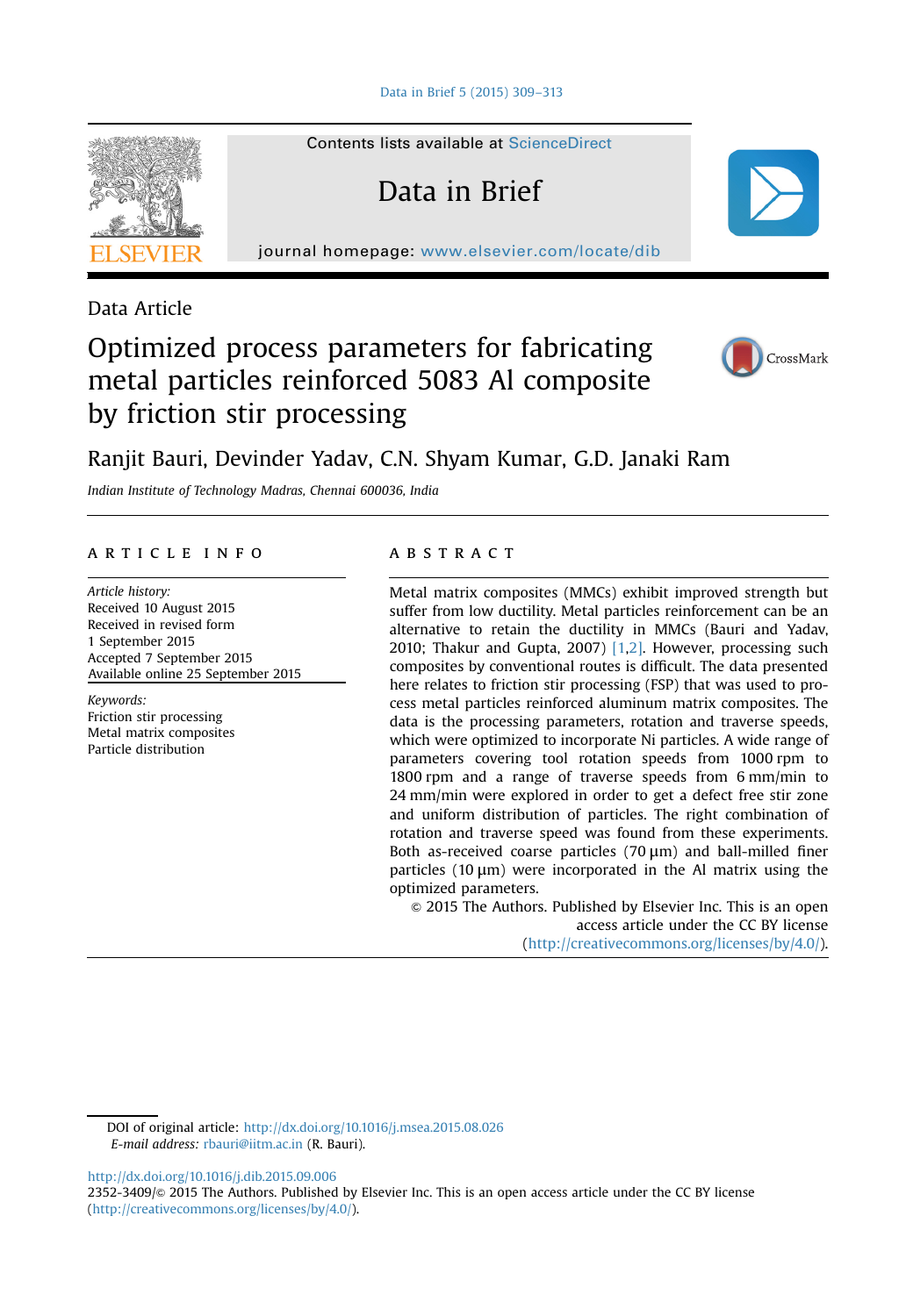Data Article

# Optimized process parameters for fabricating metal particles reinforced 5083 Al composite by friction stir processing

Ranjit Bauri, Devinder Yadav, C.N. Shyam Kumar, G.D. Janaki Ram

*Indian Institute of Technology Madras, Chennai 600036, India*

## ARTICLE INFO

*Article history:*
Received 10 August 2015
Received in revised form
1 September 2015
Accepted 7 September 2015
Available online 25 September 2015

*Keywords:*
Friction stir processing
Metal matrix composites
Particle distribution

## ABSTRACT

Metal matrix composites (MMCs) exhibit improved strength but suffer from low ductility. Metal particles reinforcement can be an alternative to retain the ductility in MMCs (Bauri and Yadav, 2010; Thakur and Gupta, 2007) [1,2]. However, processing such composites by conventional routes is difficult. The data presented here relates to friction stir processing (FSP) that was used to process metal particles reinforced aluminum matrix composites. The data is the processing parameters, rotation and traverse speeds, which were optimized to incorporate Ni particles. A wide range of parameters covering tool rotation speeds from 1000 rpm to 1800 rpm and a range of traverse speeds from 6 mm/min to 24 mm/min were explored in order to get a defect free stir zone and uniform distribution of particles. The right combination of rotation and traverse speed was found from these experiments. Both as-received coarse particles (70 μm) and ball-milled finer particles (10 μm) were incorporated in the Al matrix using the optimized parameters.

© 2015 The Authors. Published by Elsevier Inc. This is an open access article under the CC BY license (http://creativecommons.org/licenses/by/4.0/).

DOI of original article: http://dx.doi.org/10.1016/j.msea.2015.08.026
*E-mail address:* rbauri@iitm.ac.in (R. Bauri).

http://dx.doi.org/10.1016/j.dib.2015.09.006
2352-3409/© 2015 The Authors. Published by Elsevier Inc. This is an open access article under the CC BY license (http://creativecommons.org/licenses/by/4.0/).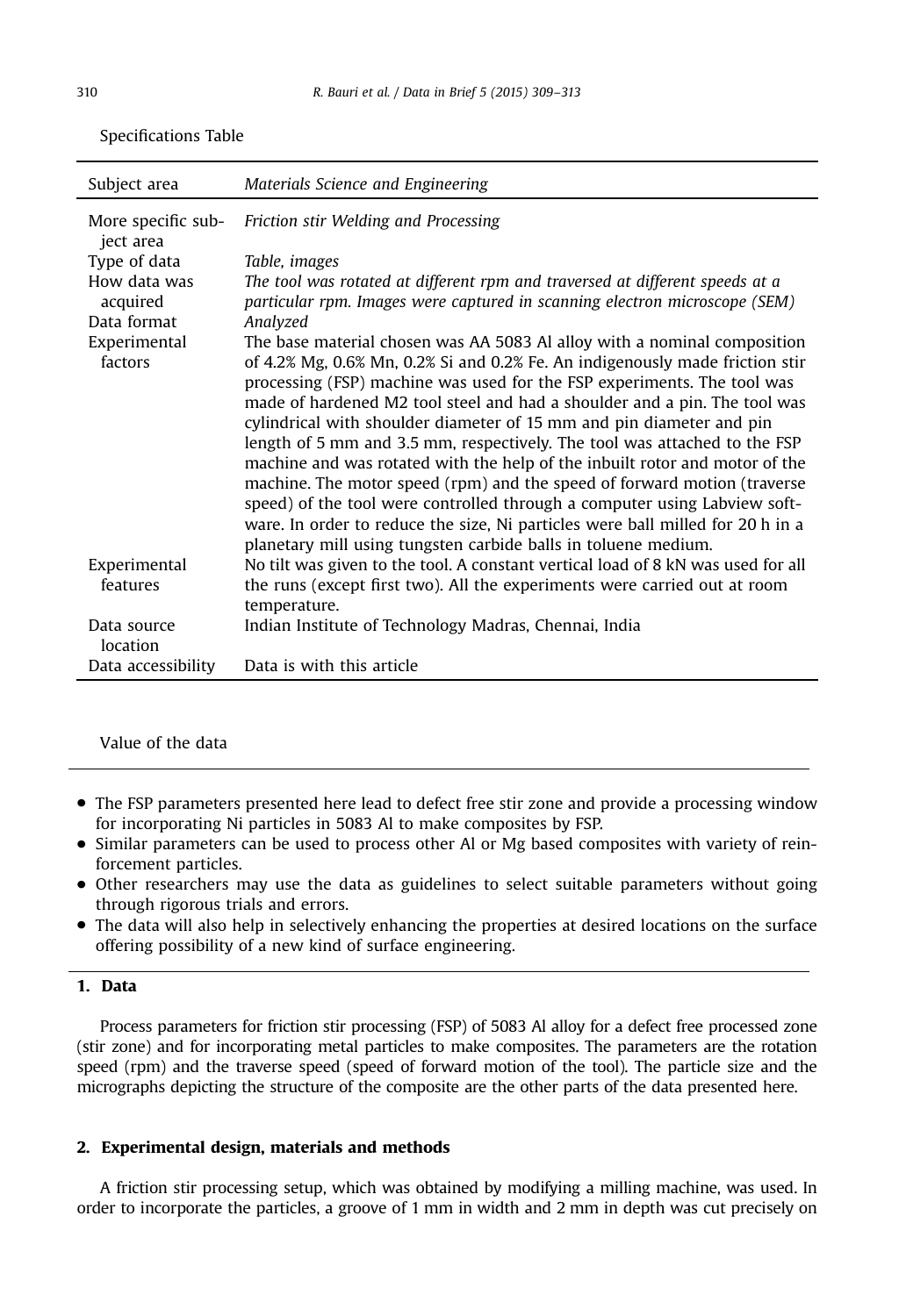Specifications Table

| Subject area | *Materials Science and Engineering* |
|---|---|
| More specific subject area | *Friction stir Welding and Processing* |
| Type of data | *Table, images* |
| How data was acquired | *The tool was rotated at different rpm and traversed at different speeds at a particular rpm. Images were captured in scanning electron microscope (SEM)* |
| Data format | *Analyzed* |
| Experimental factors | The base material chosen was AA 5083 Al alloy with a nominal composition of 4.2% Mg, 0.6% Mn, 0.2% Si and 0.2% Fe. An indigenously made friction stir processing (FSP) machine was used for the FSP experiments. The tool was made of hardened M2 tool steel and had a shoulder and a pin. The tool was cylindrical with shoulder diameter of 15 mm and pin diameter and pin length of 5 mm and 3.5 mm, respectively. The tool was attached to the FSP machine and was rotated with the help of the inbuilt rotor and motor of the machine. The motor speed (rpm) and the speed of forward motion (traverse speed) of the tool were controlled through a computer using Labview software. In order to reduce the size, Ni particles were ball milled for 20 h in a planetary mill using tungsten carbide balls in toluene medium. |
| Experimental features | No tilt was given to the tool. A constant vertical load of 8 kN was used for all the runs (except first two). All the experiments were carried out at room temperature. |
| Data source location | Indian Institute of Technology Madras, Chennai, India |
| Data accessibility | Data is with this article |

Value of the data

- The FSP parameters presented here lead to defect free stir zone and provide a processing window for incorporating Ni particles in 5083 Al to make composites by FSP.
- Similar parameters can be used to process other Al or Mg based composites with variety of reinforcement particles.
- Other researchers may use the data as guidelines to select suitable parameters without going through rigorous trials and errors.
- The data will also help in selectively enhancing the properties at desired locations on the surface offering possibility of a new kind of surface engineering.

## 1. Data

Process parameters for friction stir processing (FSP) of 5083 Al alloy for a defect free processed zone (stir zone) and for incorporating metal particles to make composites. The parameters are the rotation speed (rpm) and the traverse speed (speed of forward motion of the tool). The particle size and the micrographs depicting the structure of the composite are the other parts of the data presented here.

## 2. Experimental design, materials and methods

A friction stir processing setup, which was obtained by modifying a milling machine, was used. In order to incorporate the particles, a groove of 1 mm in width and 2 mm in depth was cut precisely on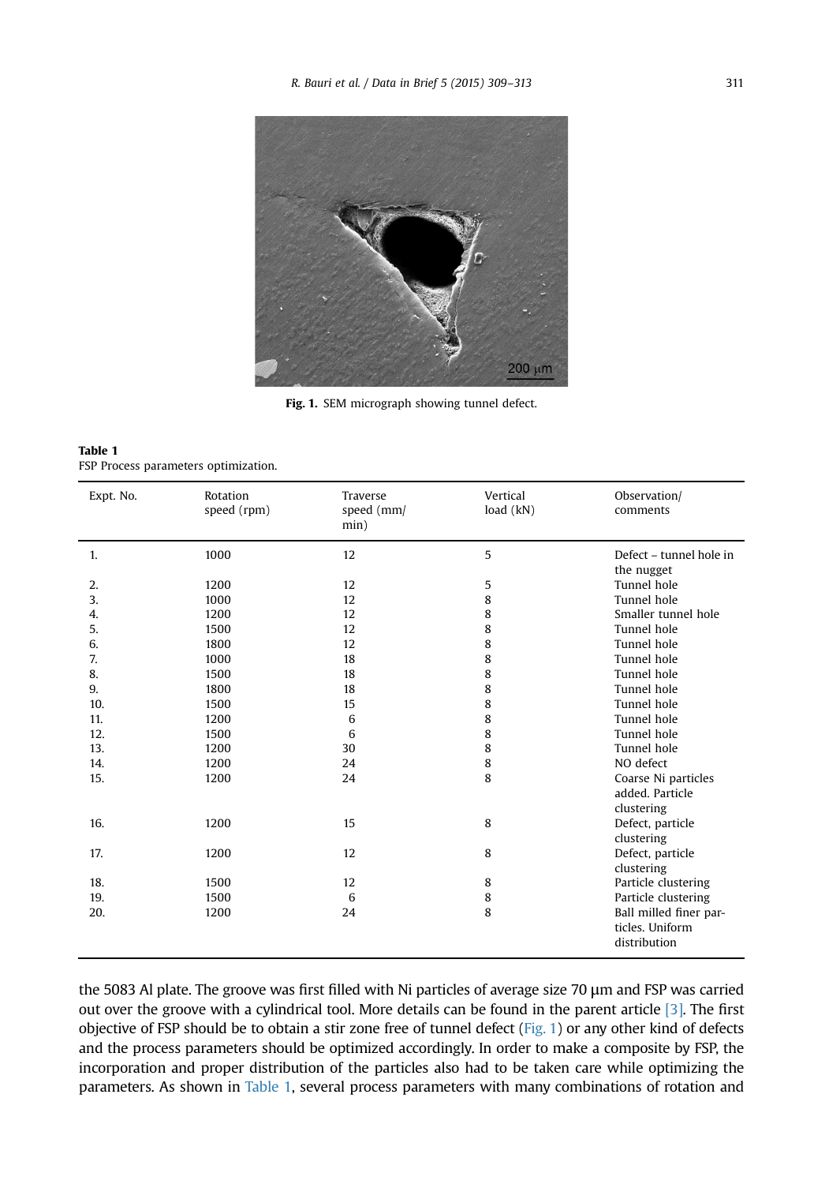Fig. 1. SEM micrograph showing tunnel defect.

**Table 1**
FSP Process parameters optimization.

| Expt. No. | Rotation speed (rpm) | Traverse speed (mm/min) | Vertical load (kN) | Observation/comments |
|---|---|---|---|---|
| 1. | 1000 | 12 | 5 | Defect – tunnel hole in the nugget |
| 2. | 1200 | 12 | 5 | Tunnel hole |
| 3. | 1000 | 12 | 8 | Tunnel hole |
| 4. | 1200 | 12 | 8 | Smaller tunnel hole |
| 5. | 1500 | 12 | 8 | Tunnel hole |
| 6. | 1800 | 12 | 8 | Tunnel hole |
| 7. | 1000 | 18 | 8 | Tunnel hole |
| 8. | 1500 | 18 | 8 | Tunnel hole |
| 9. | 1800 | 18 | 8 | Tunnel hole |
| 10. | 1500 | 15 | 8 | Tunnel hole |
| 11. | 1200 | 6 | 8 | Tunnel hole |
| 12. | 1500 | 6 | 8 | Tunnel hole |
| 13. | 1200 | 30 | 8 | Tunnel hole |
| 14. | 1200 | 24 | 8 | NO defect |
| 15. | 1200 | 24 | 8 | Coarse Ni particles added. Particle clustering |
| 16. | 1200 | 15 | 8 | Defect, particle clustering |
| 17. | 1200 | 12 | 8 | Defect, particle clustering |
| 18. | 1500 | 12 | 8 | Particle clustering |
| 19. | 1500 | 6 | 8 | Particle clustering |
| 20. | 1200 | 24 | 8 | Ball milled finer particles. Uniform distribution |

the 5083 Al plate. The groove was first filled with Ni particles of average size 70 μm and FSP was carried out over the groove with a cylindrical tool. More details can be found in the parent article [3]. The first objective of FSP should be to obtain a stir zone free of tunnel defect (Fig. 1) or any other kind of defects and the process parameters should be optimized accordingly. In order to make a composite by FSP, the incorporation and proper distribution of the particles also had to be taken care while optimizing the parameters. As shown in Table 1, several process parameters with many combinations of rotation and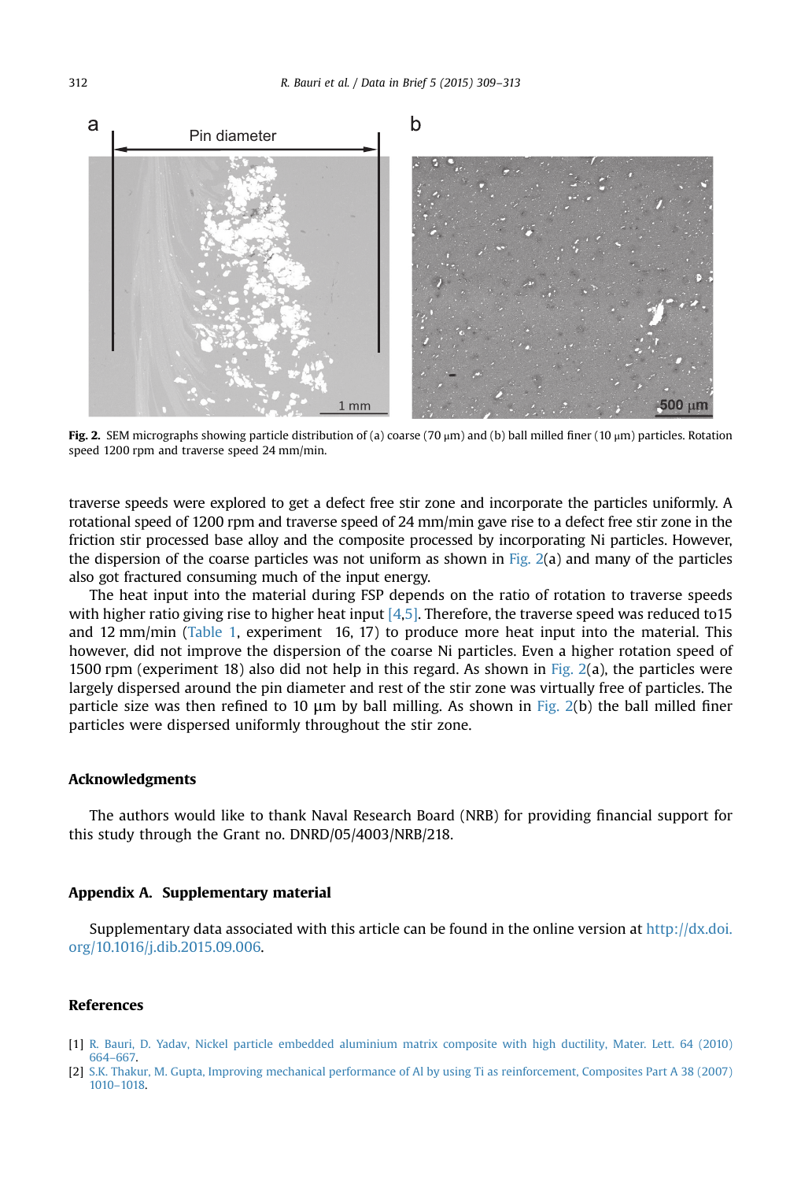Fig. 2. SEM micrographs showing particle distribution of (a) coarse (70 μm) and (b) ball milled finer (10 μm) particles. Rotation speed 1200 rpm and traverse speed 24 mm/min.

traverse speeds were explored to get a defect free stir zone and incorporate the particles uniformly. A rotational speed of 1200 rpm and traverse speed of 24 mm/min gave rise to a defect free stir zone in the friction stir processed base alloy and the composite processed by incorporating Ni particles. However, the dispersion of the coarse particles was not uniform as shown in Fig. 2(a) and many of the particles also got fractured consuming much of the input energy.

The heat input into the material during FSP depends on the ratio of rotation to traverse speeds with higher ratio giving rise to higher heat input [4,5]. Therefore, the traverse speed was reduced to15 and 12 mm/min (Table 1, experiment 16, 17) to produce more heat input into the material. This however, did not improve the dispersion of the coarse Ni particles. Even a higher rotation speed of 1500 rpm (experiment 18) also did not help in this regard. As shown in Fig. 2(a), the particles were largely dispersed around the pin diameter and rest of the stir zone was virtually free of particles. The particle size was then refined to 10 μm by ball milling. As shown in Fig. 2(b) the ball milled finer particles were dispersed uniformly throughout the stir zone.

## Acknowledgments

The authors would like to thank Naval Research Board (NRB) for providing financial support for this study through the Grant no. DNRD/05/4003/NRB/218.

## Appendix A. Supplementary material

Supplementary data associated with this article can be found in the online version at http://dx.doi.org/10.1016/j.dib.2015.09.006.

## References

[1] R. Bauri, D. Yadav, Nickel particle embedded aluminium matrix composite with high ductility, Mater. Lett. 64 (2010) 664–667.

[2] S.K. Thakur, M. Gupta, Improving mechanical performance of Al by using Ti as reinforcement, Composites Part A 38 (2007) 1010–1018.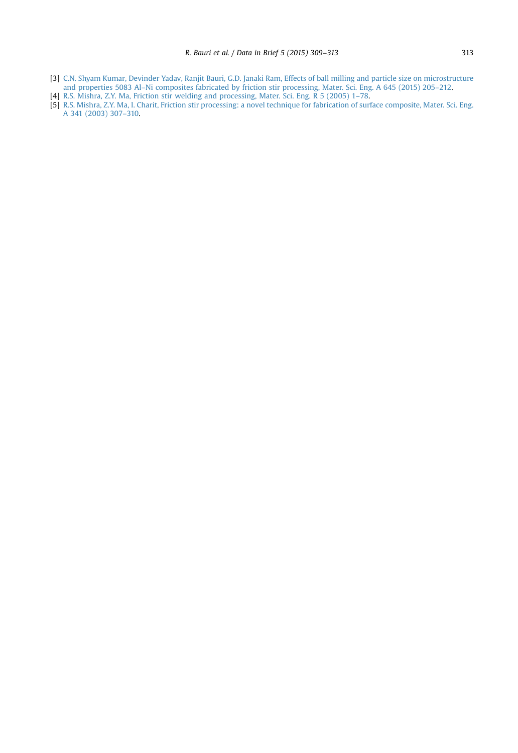[3] C.N. Shyam Kumar, Devinder Yadav, Ranjit Bauri, G.D. Janaki Ram, Effects of ball milling and particle size on microstructure and properties 5083 Al–Ni composites fabricated by friction stir processing, Mater. Sci. Eng. A 645 (2015) 205–212.

[4] R.S. Mishra, Z.Y. Ma, Friction stir welding and processing, Mater. Sci. Eng. R 5 (2005) 1–78.

[5] R.S. Mishra, Z.Y. Ma, I. Charit, Friction stir processing: a novel technique for fabrication of surface composite, Mater. Sci. Eng. A 341 (2003) 307–310.